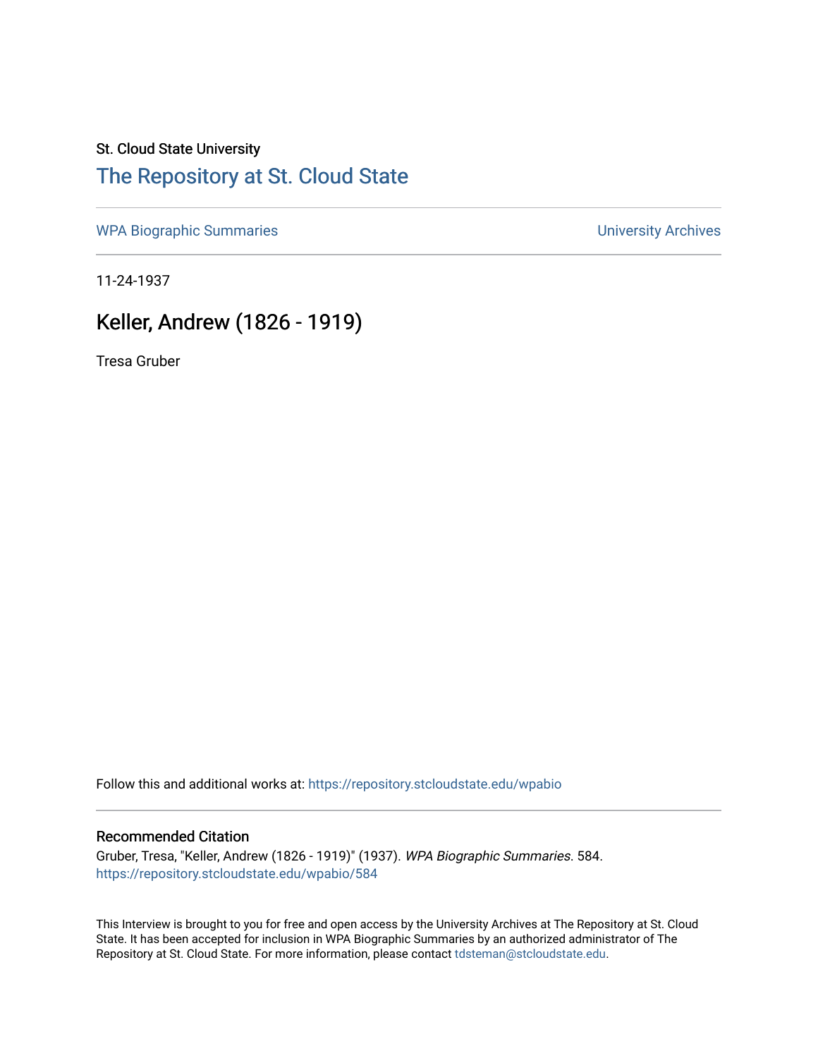St. Cloud State University

# The Repository at St. Cloud State

WPA Biographic Summaries — University Archives

11-24-1937

## Keller, Andrew (1826 - 1919)

Tresa Gruber

Follow this and additional works at: https://repository.stcloudstate.edu/wpabio

### Recommended Citation

Gruber, Tresa, "Keller, Andrew (1826 - 1919)" (1937). *WPA Biographic Summaries*. 584.
https://repository.stcloudstate.edu/wpabio/584

This Interview is brought to you for free and open access by the University Archives at The Repository at St. Cloud State. It has been accepted for inclusion in WPA Biographic Summaries by an authorized administrator of The Repository at St. Cloud State. For more information, please contact tdsteman@stcloudstate.edu.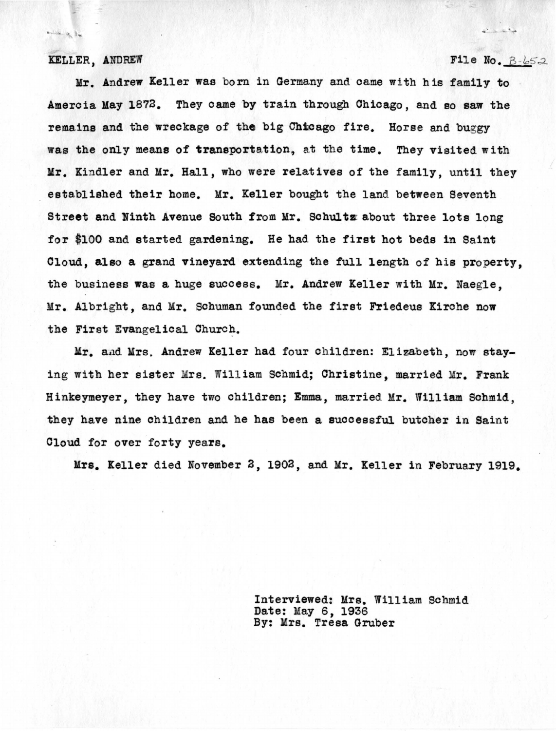KELLER, ANDREW

File No. B-652

Mr. Andrew Keller was born in Germany and came with his family to Amercia May 1872. They came by train through Chicago, and so saw the remains and the wreckage of the big Chicago fire. Horse and buggy was the only means of transportation, at the time. They visited with Mr. Kindler and Mr. Hall, who were relatives of the family, until they established their home. Mr. Keller bought the land between Seventh Street and Ninth Avenue South from Mr. Schultz about three lots long for $100 and started gardening. He had the first hot beds in Saint Cloud, also a grand vineyard extending the full length of his property, the business was a huge success. Mr. Andrew Keller with Mr. Naegle, Mr. Albright, and Mr. Schuman founded the first Friedeus Kirche now the First Evangelical Church.

Mr. and Mrs. Andrew Keller had four children: Elizabeth, now staying with her sister Mrs. William Schmid; Christine, married Mr. Frank Hinkeymeyer, they have two children; Emma, married Mr. William Schmid, they have nine children and he has been a successful butcher in Saint Cloud for over forty years.

Mrs. Keller died November 2, 1902, and Mr. Keller in February 1919.

Interviewed: Mrs. William Schmid
Date: May 6, 1936
By: Mrs. Tresa Gruber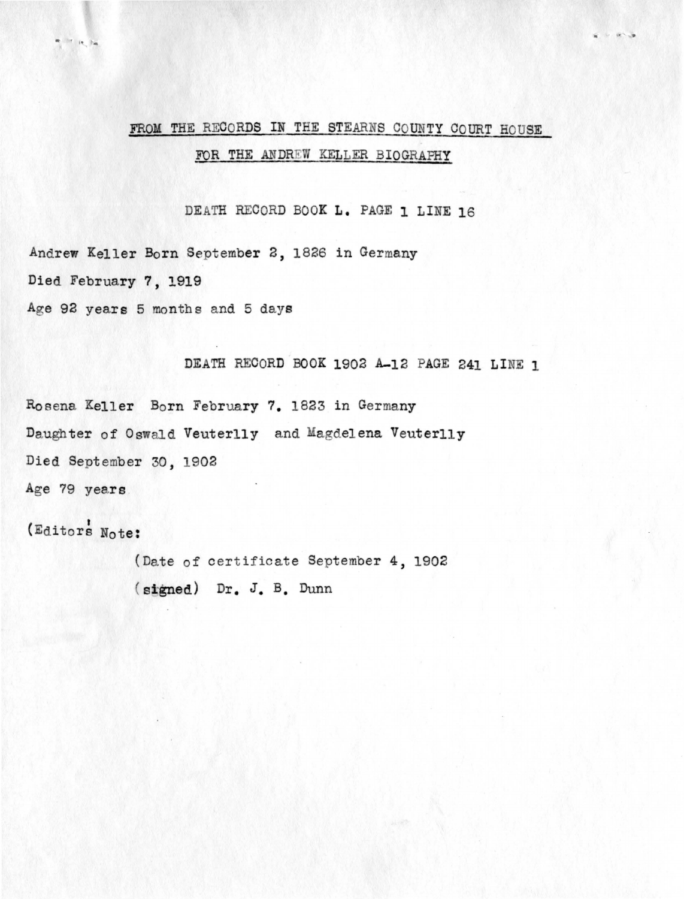## FROM THE RECORDS IN THE STEARNS COUNTY COURT HOUSE

## FOR THE ANDREW KELLER BIOGRAPHY

### DEATH RECORD BOOK L. PAGE 1 LINE 16

Andrew Keller Born September 2, 1826 in Germany

Died February 7, 1919

Age 92 years 5 months and 5 days

### DEATH RECORD BOOK 1902 A-12 PAGE 241 LINE 1

Rosena Keller Born February 7. 1823 in Germany

Daughter of Oswald Veuterlly and Magdelena Veuterlly

Died September 30, 1902

Age 79 years

(Editors' Note:

(Date of certificate September 4, 1902

(signed) Dr. J. B. Dunn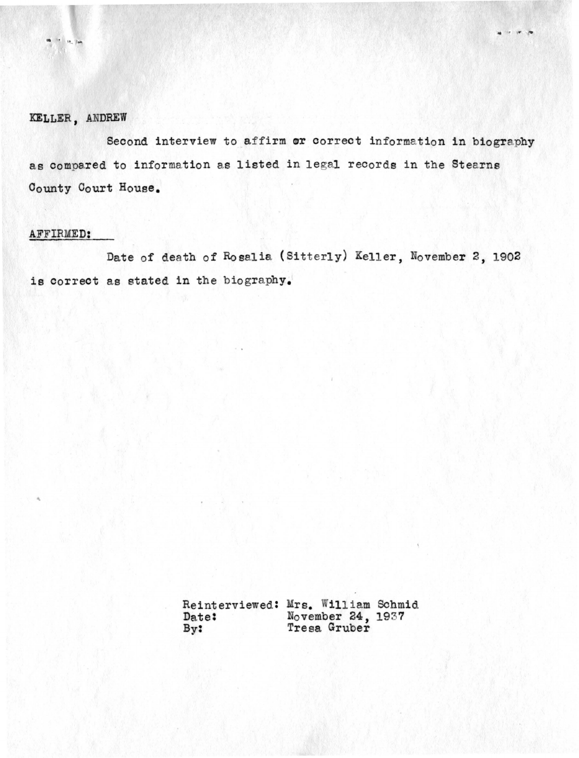KELLER, ANDREW

Second interview to affirm or correct information in biography as compared to information as listed in legal records in the Stearns County Court House.

AFFIRMED:

Date of death of Rosalia (Sitterly) Keller, November 2, 1902 is correct as stated in the biography.

Reinterviewed: Mrs. William Schmid
Date: November 24, 1937
By: Tresa Gruber